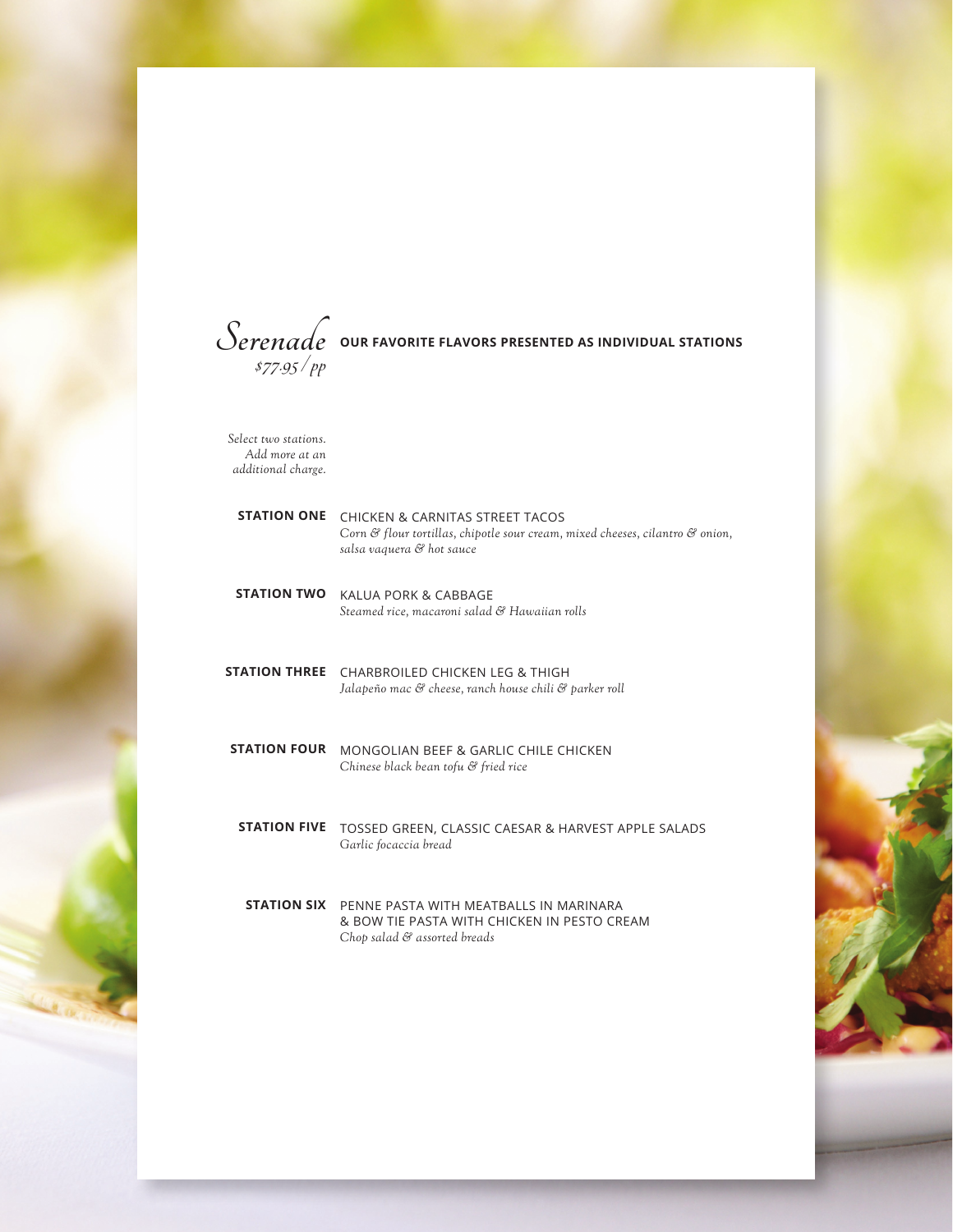# Serenade

*$77.95/pp*

**OUR FAVORITE FLAVORS PRESENTED AS INDIVIDUAL STATIONS**

*Select two stations. Add more at an additional charge.*

**STATION ONE** CHICKEN & CARNITAS STREET TACOS
*Corn & flour tortillas, chipotle sour cream, mixed cheeses, cilantro & onion, salsa vaquera & hot sauce*

**STATION TWO** KALUA PORK & CABBAGE
*Steamed rice, macaroni salad & Hawaiian rolls*

**STATION THREE** CHARBROILED CHICKEN LEG & THIGH
*Jalapeño mac & cheese, ranch house chili & parker roll*

**STATION FOUR** MONGOLIAN BEEF & GARLIC CHILE CHICKEN
*Chinese black bean tofu & fried rice*

**STATION FIVE** TOSSED GREEN, CLASSIC CAESAR & HARVEST APPLE SALADS
*Garlic focaccia bread*

**STATION SIX** PENNE PASTA WITH MEATBALLS IN MARINARA & BOW TIE PASTA WITH CHICKEN IN PESTO CREAM
*Chop salad & assorted breads*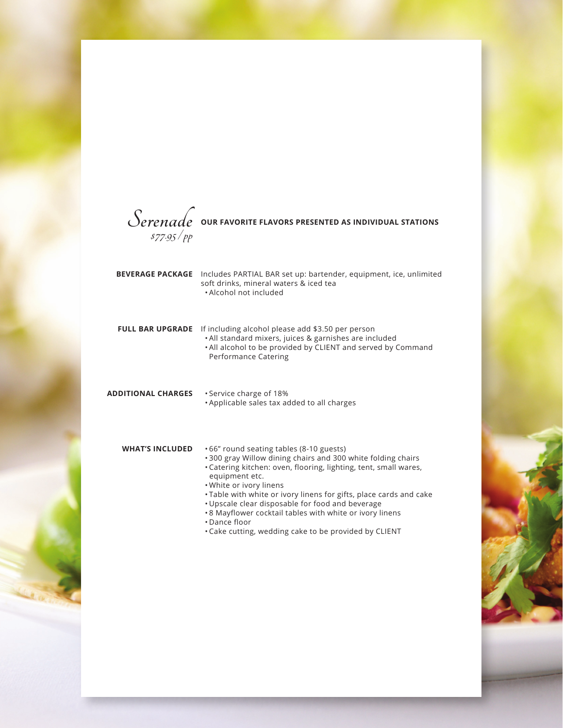# *Serenade*

*$77.95 / pp*

**OUR FAVORITE FLAVORS PRESENTED AS INDIVIDUAL STATIONS**

**BEVERAGE PACKAGE**

Includes PARTIAL BAR set up: bartender, equipment, ice, unlimited soft drinks, mineral waters & iced tea

- Alcohol not included

**FULL BAR UPGRADE**

If including alcohol please add $3.50 per person

- All standard mixers, juices & garnishes are included
- All alcohol to be provided by CLIENT and served by Command Performance Catering

**ADDITIONAL CHARGES**

- Service charge of 18%
- Applicable sales tax added to all charges

**WHAT'S INCLUDED**

- 66" round seating tables (8-10 guests)
- 300 gray Willow dining chairs and 300 white folding chairs
- Catering kitchen: oven, flooring, lighting, tent, small wares, equipment etc.
- White or ivory linens
- Table with white or ivory linens for gifts, place cards and cake
- Upscale clear disposable for food and beverage
- 8 Mayflower cocktail tables with white or ivory linens
- Dance floor
- Cake cutting, wedding cake to be provided by CLIENT